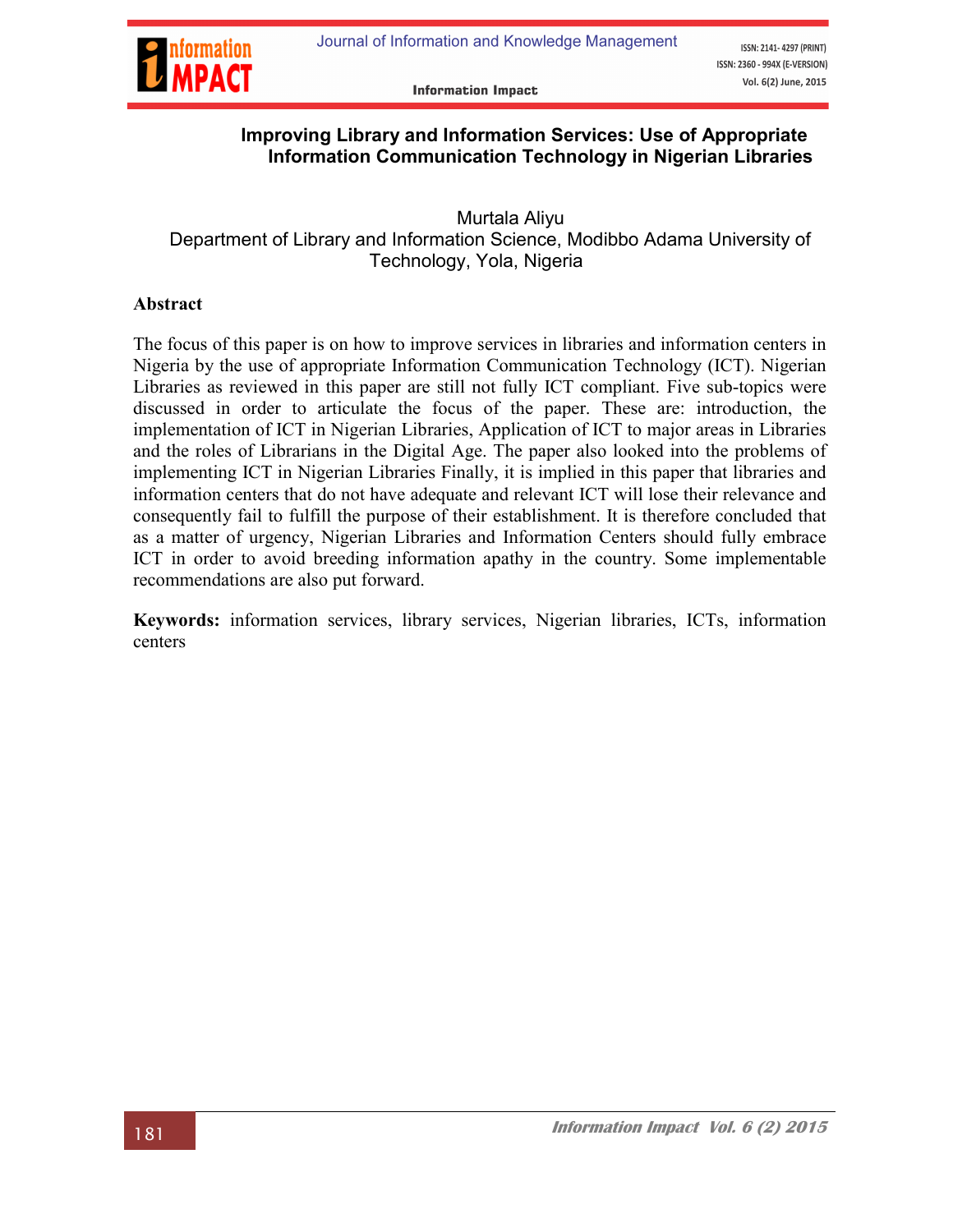# Improving Library and Information Services: Use of Appropriate Information Communication Technology in Nigerian Libraries

Murtala Aliyu
Department of Library and Information Science, Modibbo Adama University of Technology, Yola, Nigeria

## Abstract

The focus of this paper is on how to improve services in libraries and information centers in Nigeria by the use of appropriate Information Communication Technology (ICT). Nigerian Libraries as reviewed in this paper are still not fully ICT compliant. Five sub-topics were discussed in order to articulate the focus of the paper. These are: introduction, the implementation of ICT in Nigerian Libraries, Application of ICT to major areas in Libraries and the roles of Librarians in the Digital Age. The paper also looked into the problems of implementing ICT in Nigerian Libraries Finally, it is implied in this paper that libraries and information centers that do not have adequate and relevant ICT will lose their relevance and consequently fail to fulfill the purpose of their establishment. It is therefore concluded that as a matter of urgency, Nigerian Libraries and Information Centers should fully embrace ICT in order to avoid breeding information apathy in the country. Some implementable recommendations are also put forward.

**Keywords:** information services, library services, Nigerian libraries, ICTs, information centers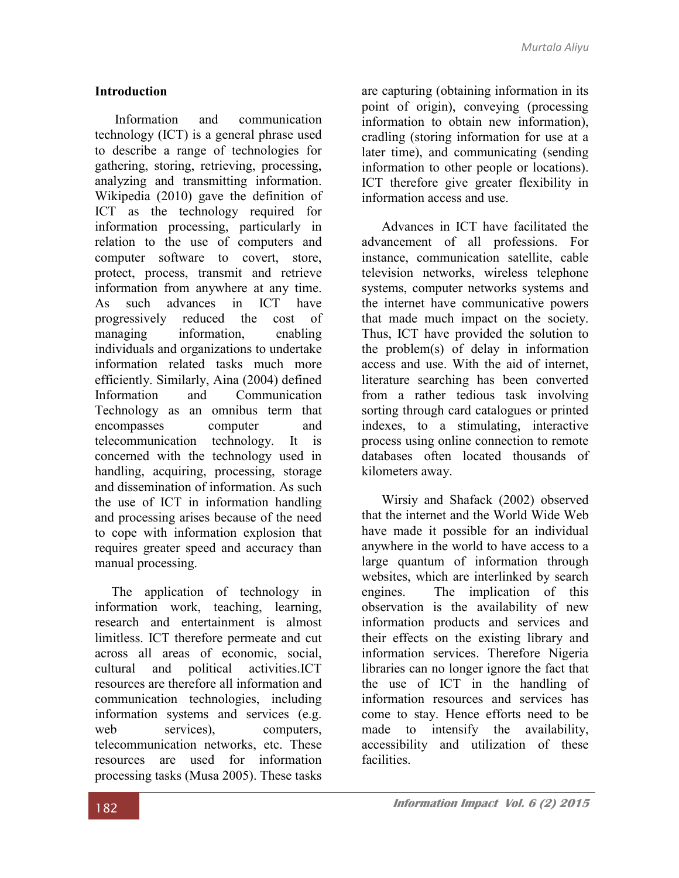## Introduction

Information and communication technology (ICT) is a general phrase used to describe a range of technologies for gathering, storing, retrieving, processing, analyzing and transmitting information. Wikipedia (2010) gave the definition of ICT as the technology required for information processing, particularly in relation to the use of computers and computer software to covert, store, protect, process, transmit and retrieve information from anywhere at any time. As such advances in ICT have progressively reduced the cost of managing information, enabling individuals and organizations to undertake information related tasks much more efficiently. Similarly, Aina (2004) defined Information and Communication Technology as an omnibus term that encompasses computer and telecommunication technology. It is concerned with the technology used in handling, acquiring, processing, storage and dissemination of information. As such the use of ICT in information handling and processing arises because of the need to cope with information explosion that requires greater speed and accuracy than manual processing.

The application of technology in information work, teaching, learning, research and entertainment is almost limitless. ICT therefore permeate and cut across all areas of economic, social, cultural and political activities.ICT resources are therefore all information and communication technologies, including information systems and services (e.g. web services), computers, telecommunication networks, etc. These resources are used for information processing tasks (Musa 2005). These tasks are capturing (obtaining information in its point of origin), conveying (processing information to obtain new information), cradling (storing information for use at a later time), and communicating (sending information to other people or locations). ICT therefore give greater flexibility in information access and use.

Advances in ICT have facilitated the advancement of all professions. For instance, communication satellite, cable television networks, wireless telephone systems, computer networks systems and the internet have communicative powers that made much impact on the society. Thus, ICT have provided the solution to the problem(s) of delay in information access and use. With the aid of internet, literature searching has been converted from a rather tedious task involving sorting through card catalogues or printed indexes, to a stimulating, interactive process using online connection to remote databases often located thousands of kilometers away.

Wirsiy and Shafack (2002) observed that the internet and the World Wide Web have made it possible for an individual anywhere in the world to have access to a large quantum of information through websites, which are interlinked by search engines. The implication of this observation is the availability of new information products and services and their effects on the existing library and information services. Therefore Nigeria libraries can no longer ignore the fact that the use of ICT in the handling of information resources and services has come to stay. Hence efforts need to be made to intensify the availability, accessibility and utilization of these facilities.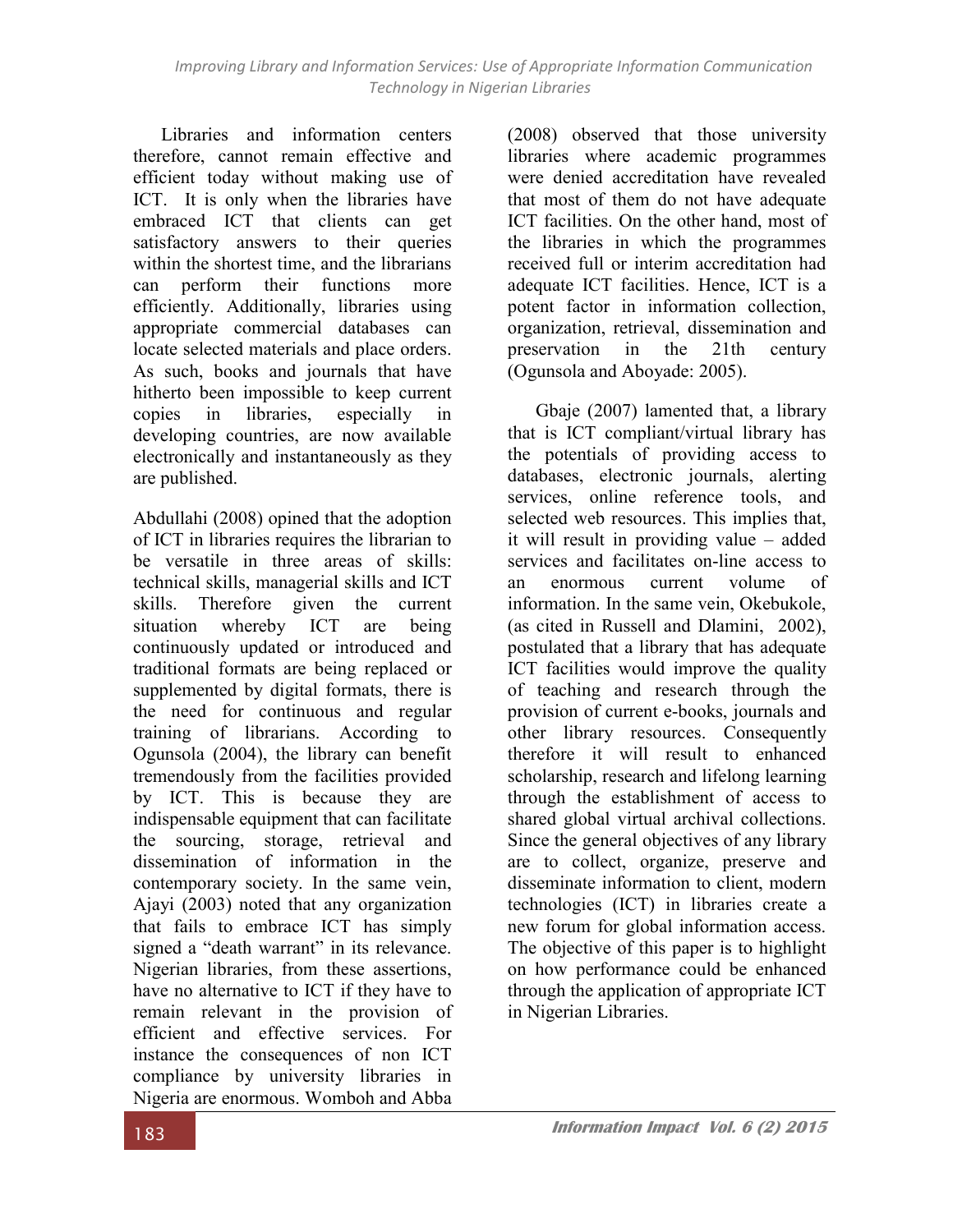Libraries and information centers therefore, cannot remain effective and efficient today without making use of ICT. It is only when the libraries have embraced ICT that clients can get satisfactory answers to their queries within the shortest time, and the librarians can perform their functions more efficiently. Additionally, libraries using appropriate commercial databases can locate selected materials and place orders. As such, books and journals that have hitherto been impossible to keep current copies in libraries, especially in developing countries, are now available electronically and instantaneously as they are published.

Abdullahi (2008) opined that the adoption of ICT in libraries requires the librarian to be versatile in three areas of skills: technical skills, managerial skills and ICT skills. Therefore given the current situation whereby ICT are being continuously updated or introduced and traditional formats are being replaced or supplemented by digital formats, there is the need for continuous and regular training of librarians. According to Ogunsola (2004), the library can benefit tremendously from the facilities provided by ICT. This is because they are indispensable equipment that can facilitate the sourcing, storage, retrieval and dissemination of information in the contemporary society. In the same vein, Ajayi (2003) noted that any organization that fails to embrace ICT has simply signed a "death warrant" in its relevance. Nigerian libraries, from these assertions, have no alternative to ICT if they have to remain relevant in the provision of efficient and effective services. For instance the consequences of non ICT compliance by university libraries in Nigeria are enormous. Womboh and Abba (2008) observed that those university libraries where academic programmes were denied accreditation have revealed that most of them do not have adequate ICT facilities. On the other hand, most of the libraries in which the programmes received full or interim accreditation had adequate ICT facilities. Hence, ICT is a potent factor in information collection, organization, retrieval, dissemination and preservation in the 21th century (Ogunsola and Aboyade: 2005).

Gbaje (2007) lamented that, a library that is ICT compliant/virtual library has the potentials of providing access to databases, electronic journals, alerting services, online reference tools, and selected web resources. This implies that, it will result in providing value – added services and facilitates on-line access to an enormous current volume of information. In the same vein, Okebukole, (as cited in Russell and Dlamini, 2002), postulated that a library that has adequate ICT facilities would improve the quality of teaching and research through the provision of current e-books, journals and other library resources. Consequently therefore it will result to enhanced scholarship, research and lifelong learning through the establishment of access to shared global virtual archival collections. Since the general objectives of any library are to collect, organize, preserve and disseminate information to client, modern technologies (ICT) in libraries create a new forum for global information access. The objective of this paper is to highlight on how performance could be enhanced through the application of appropriate ICT in Nigerian Libraries.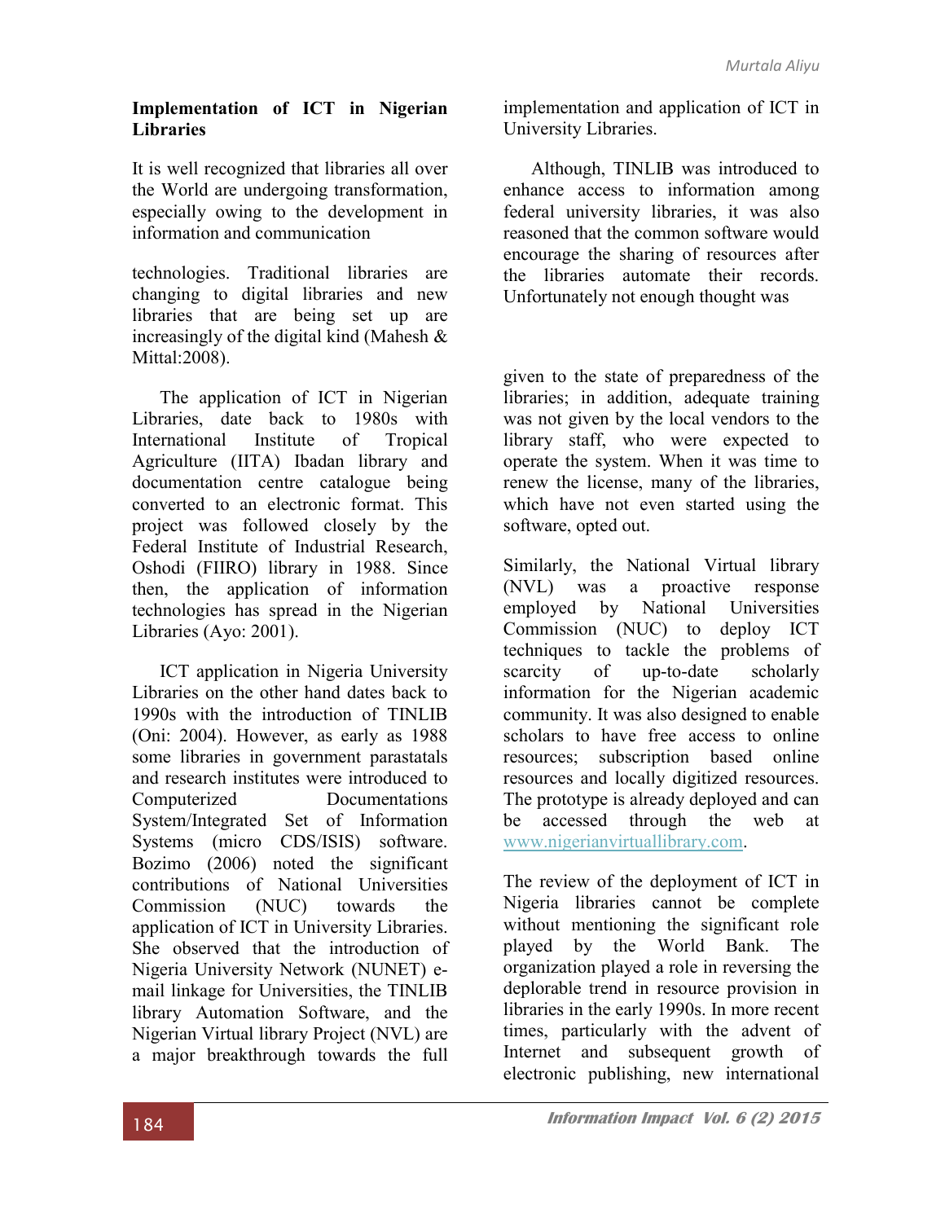## Implementation of ICT in Nigerian Libraries

It is well recognized that libraries all over the World are undergoing transformation, especially owing to the development in information and communication technologies. Traditional libraries are changing to digital libraries and new libraries that are being set up are increasingly of the digital kind (Mahesh & Mittal:2008).

The application of ICT in Nigerian Libraries, date back to 1980s with International Institute of Tropical Agriculture (IITA) Ibadan library and documentation centre catalogue being converted to an electronic format. This project was followed closely by the Federal Institute of Industrial Research, Oshodi (FIIRO) library in 1988. Since then, the application of information technologies has spread in the Nigerian Libraries (Ayo: 2001).

ICT application in Nigeria University Libraries on the other hand dates back to 1990s with the introduction of TINLIB (Oni: 2004). However, as early as 1988 some libraries in government parastatals and research institutes were introduced to Computerized Documentations System/Integrated Set of Information Systems (micro CDS/ISIS) software. Bozimo (2006) noted the significant contributions of National Universities Commission (NUC) towards the application of ICT in University Libraries. She observed that the introduction of Nigeria University Network (NUNET) e-mail linkage for Universities, the TINLIB library Automation Software, and the Nigerian Virtual library Project (NVL) are a major breakthrough towards the full implementation and application of ICT in University Libraries.

Although, TINLIB was introduced to enhance access to information among federal university libraries, it was also reasoned that the common software would encourage the sharing of resources after the libraries automate their records. Unfortunately not enough thought was given to the state of preparedness of the libraries; in addition, adequate training was not given by the local vendors to the library staff, who were expected to operate the system. When it was time to renew the license, many of the libraries, which have not even started using the software, opted out.

Similarly, the National Virtual library (NVL) was a proactive response employed by National Universities Commission (NUC) to deploy ICT techniques to tackle the problems of scarcity of up-to-date scholarly information for the Nigerian academic community. It was also designed to enable scholars to have free access to online resources; subscription based online resources and locally digitized resources. The prototype is already deployed and can be accessed through the web at www.nigerianvirtuallibrary.com.

The review of the deployment of ICT in Nigeria libraries cannot be complete without mentioning the significant role played by the World Bank. The organization played a role in reversing the deplorable trend in resource provision in libraries in the early 1990s. In more recent times, particularly with the advent of Internet and subsequent growth of electronic publishing, new international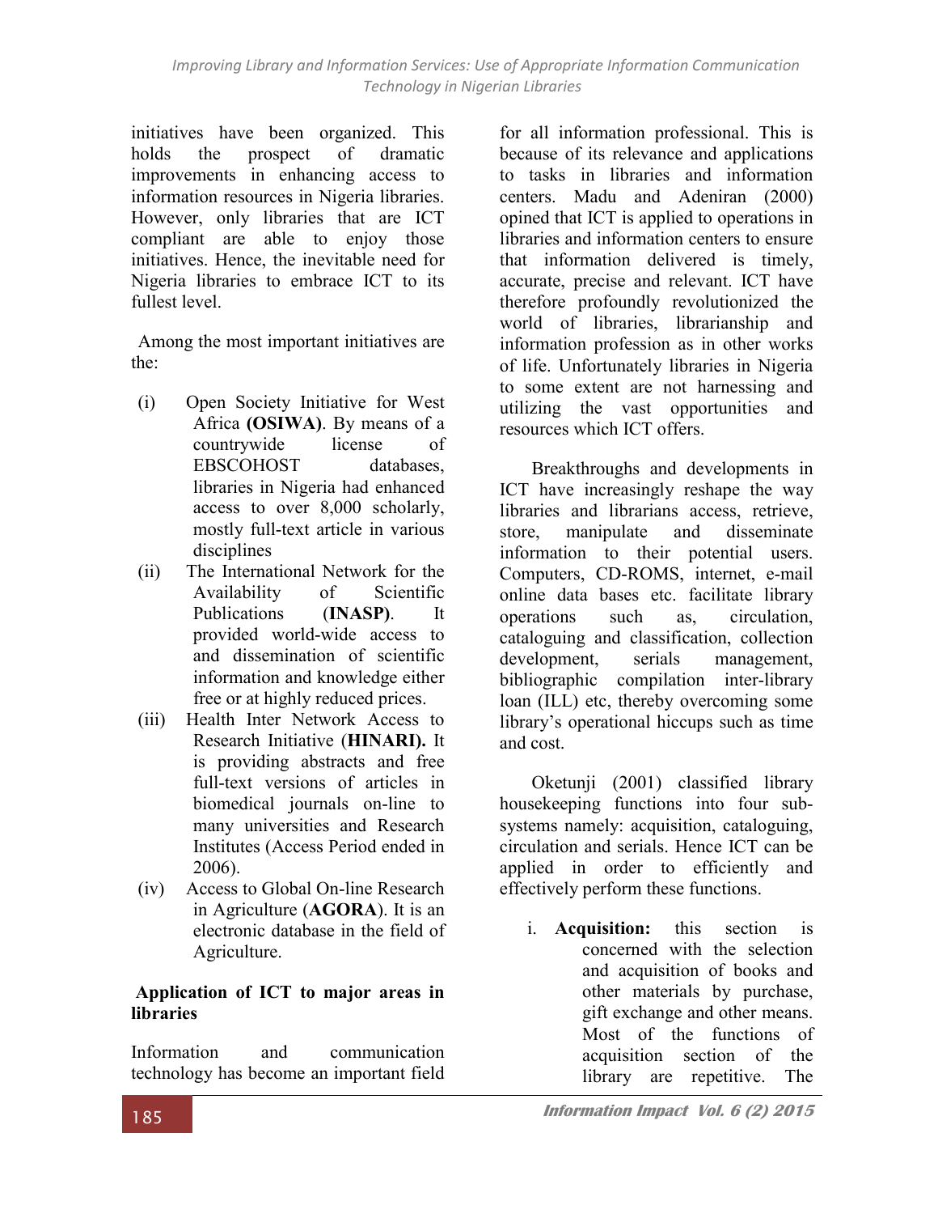initiatives have been organized. This holds the prospect of dramatic improvements in enhancing access to information resources in Nigeria libraries. However, only libraries that are ICT compliant are able to enjoy those initiatives. Hence, the inevitable need for Nigeria libraries to embrace ICT to its fullest level.

Among the most important initiatives are the:

(i) Open Society Initiative for West Africa **(OSIWA)**. By means of a countrywide license of EBSCOHOST databases, libraries in Nigeria had enhanced access to over 8,000 scholarly, mostly full-text article in various disciplines
(ii) The International Network for the Availability of Scientific Publications (**INASP)**. It provided world-wide access to and dissemination of scientific information and knowledge either free or at highly reduced prices.
(iii) Health Inter Network Access to Research Initiative (**HINARI).** It is providing abstracts and free full-text versions of articles in biomedical journals on-line to many universities and Research Institutes (Access Period ended in 2006).
(iv) Access to Global On-line Research in Agriculture (**AGORA**). It is an electronic database in the field of Agriculture.

## Application of ICT to major areas in libraries

Information and communication technology has become an important field for all information professional. This is because of its relevance and applications to tasks in libraries and information centers. Madu and Adeniran (2000) opined that ICT is applied to operations in libraries and information centers to ensure that information delivered is timely, accurate, precise and relevant. ICT have therefore profoundly revolutionized the world of libraries, librarianship and information profession as in other works of life. Unfortunately libraries in Nigeria to some extent are not harnessing and utilizing the vast opportunities and resources which ICT offers.

Breakthroughs and developments in ICT have increasingly reshape the way libraries and librarians access, retrieve, store, manipulate and disseminate information to their potential users. Computers, CD-ROMS, internet, e-mail online data bases etc. facilitate library operations such as, circulation, cataloguing and classification, collection development, serials management, bibliographic compilation inter-library loan (ILL) etc, thereby overcoming some library's operational hiccups such as time and cost.

Oketunji (2001) classified library housekeeping functions into four sub-systems namely: acquisition, cataloguing, circulation and serials. Hence ICT can be applied in order to efficiently and effectively perform these functions.

i. **Acquisition:** this section is concerned with the selection and acquisition of books and other materials by purchase, gift exchange and other means. Most of the functions of acquisition section of the library are repetitive. The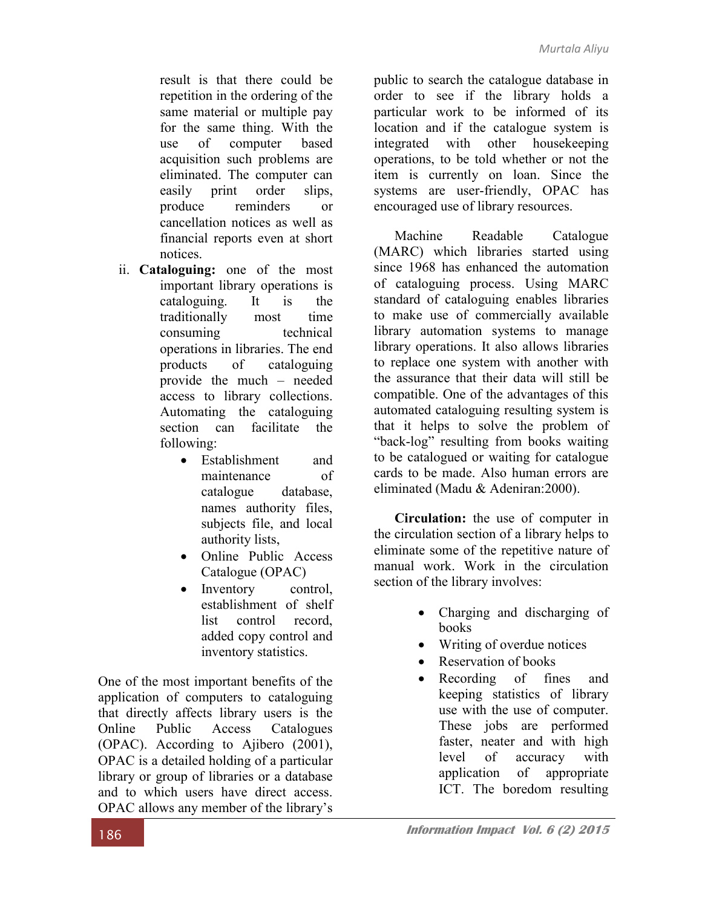result is that there could be repetition in the ordering of the same material or multiple pay for the same thing. With the use of computer based acquisition such problems are eliminated. The computer can easily print order slips, produce reminders or cancellation notices as well as financial reports even at short notices.

ii. **Cataloguing:** one of the most important library operations is cataloguing. It is the traditionally most time consuming technical operations in libraries. The end products of cataloguing provide the much – needed access to library collections. Automating the cataloguing section can facilitate the following:
   - Establishment and maintenance of catalogue database, names authority files, subjects file, and local authority lists,
   - Online Public Access Catalogue (OPAC)
   - Inventory control, establishment of shelf list control record, added copy control and inventory statistics.

One of the most important benefits of the application of computers to cataloguing that directly affects library users is the Online Public Access Catalogues (OPAC). According to Ajibero (2001), OPAC is a detailed holding of a particular library or group of libraries or a database and to which users have direct access. OPAC allows any member of the library's public to search the catalogue database in order to see if the library holds a particular work to be informed of its location and if the catalogue system is integrated with other housekeeping operations, to be told whether or not the item is currently on loan. Since the systems are user-friendly, OPAC has encouraged use of library resources.

Machine Readable Catalogue (MARC) which libraries started using since 1968 has enhanced the automation of cataloguing process. Using MARC standard of cataloguing enables libraries to make use of commercially available library automation systems to manage library operations. It also allows libraries to replace one system with another with the assurance that their data will still be compatible. One of the advantages of this automated cataloguing resulting system is that it helps to solve the problem of "back-log" resulting from books waiting to be catalogued or waiting for catalogue cards to be made. Also human errors are eliminated (Madu & Adeniran:2000).

**Circulation:** the use of computer in the circulation section of a library helps to eliminate some of the repetitive nature of manual work. Work in the circulation section of the library involves:

- Charging and discharging of books
- Writing of overdue notices
- Reservation of books
- Recording of fines and keeping statistics of library use with the use of computer. These jobs are performed faster, neater and with high level of accuracy with application of appropriate ICT. The boredom resulting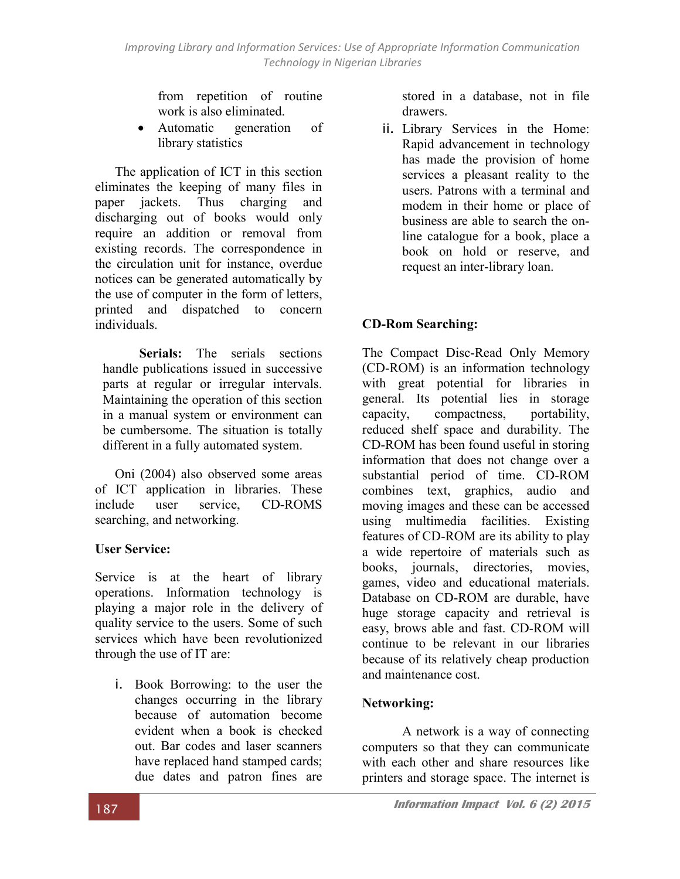from repetition of routine work is also eliminated.

- Automatic generation of library statistics

The application of ICT in this section eliminates the keeping of many files in paper jackets. Thus charging and discharging out of books would only require an addition or removal from existing records. The correspondence in the circulation unit for instance, overdue notices can be generated automatically by the use of computer in the form of letters, printed and dispatched to concern individuals.

**Serials:** The serials sections handle publications issued in successive parts at regular or irregular intervals. Maintaining the operation of this section in a manual system or environment can be cumbersome. The situation is totally different in a fully automated system.

Oni (2004) also observed some areas of ICT application in libraries. These include user service, CD-ROMS searching, and networking.

**User Service:**

Service is at the heart of library operations. Information technology is playing a major role in the delivery of quality service to the users. Some of such services which have been revolutionized through the use of IT are:

i. Book Borrowing: to the user the changes occurring in the library because of automation become evident when a book is checked out. Bar codes and laser scanners have replaced hand stamped cards; due dates and patron fines are stored in a database, not in file drawers.

ii. Library Services in the Home: Rapid advancement in technology has made the provision of home services a pleasant reality to the users. Patrons with a terminal and modem in their home or place of business are able to search the on-line catalogue for a book, place a book on hold or reserve, and request an inter-library loan.

**CD-Rom Searching:**

The Compact Disc-Read Only Memory (CD-ROM) is an information technology with great potential for libraries in general. Its potential lies in storage capacity, compactness, portability, reduced shelf space and durability. The CD-ROM has been found useful in storing information that does not change over a substantial period of time. CD-ROM combines text, graphics, audio and moving images and these can be accessed using multimedia facilities. Existing features of CD-ROM are its ability to play a wide repertoire of materials such as books, journals, directories, movies, games, video and educational materials. Database on CD-ROM are durable, have huge storage capacity and retrieval is easy, brows able and fast. CD-ROM will continue to be relevant in our libraries because of its relatively cheap production and maintenance cost.

**Networking:**

A network is a way of connecting computers so that they can communicate with each other and share resources like printers and storage space. The internet is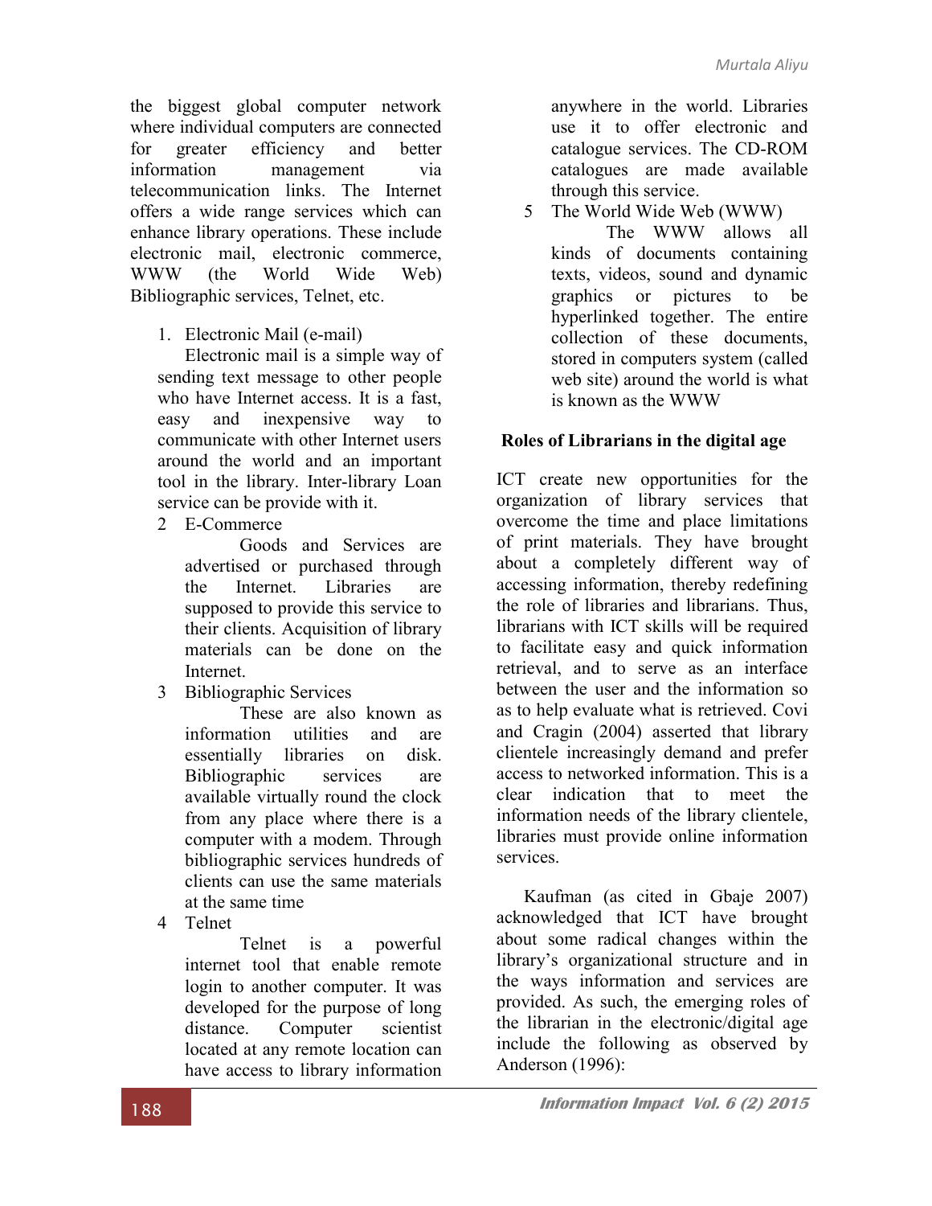the biggest global computer network where individual computers are connected for greater efficiency and better information management via telecommunication links. The Internet offers a wide range services which can enhance library operations. These include electronic mail, electronic commerce, WWW (the World Wide Web) Bibliographic services, Telnet, etc.

1. Electronic Mail (e-mail)

   Electronic mail is a simple way of sending text message to other people who have Internet access. It is a fast, easy and inexpensive way to communicate with other Internet users around the world and an important tool in the library. Inter-library Loan service can be provide with it.

2. E-Commerce

   Goods and Services are advertised or purchased through the Internet. Libraries are supposed to provide this service to their clients. Acquisition of library materials can be done on the Internet.

3. Bibliographic Services

   These are also known as information utilities and are essentially libraries on disk. Bibliographic services are available virtually round the clock from any place where there is a computer with a modem. Through bibliographic services hundreds of clients can use the same materials at the same time

4. Telnet

   Telnet is a powerful internet tool that enable remote login to another computer. It was developed for the purpose of long distance. Computer scientist located at any remote location can have access to library information anywhere in the world. Libraries use it to offer electronic and catalogue services. The CD-ROM catalogues are made available through this service.

5. The World Wide Web (WWW)

   The WWW allows all kinds of documents containing texts, videos, sound and dynamic graphics or pictures to be hyperlinked together. The entire collection of these documents, stored in computers system (called web site) around the world is what is known as the WWW

## Roles of Librarians in the digital age

ICT create new opportunities for the organization of library services that overcome the time and place limitations of print materials. They have brought about a completely different way of accessing information, thereby redefining the role of libraries and librarians. Thus, librarians with ICT skills will be required to facilitate easy and quick information retrieval, and to serve as an interface between the user and the information so as to help evaluate what is retrieved. Covi and Cragin (2004) asserted that library clientele increasingly demand and prefer access to networked information. This is a clear indication that to meet the information needs of the library clientele, libraries must provide online information services.

Kaufman (as cited in Gbaje 2007) acknowledged that ICT have brought about some radical changes within the library's organizational structure and in the ways information and services are provided. As such, the emerging roles of the librarian in the electronic/digital age include the following as observed by Anderson (1996):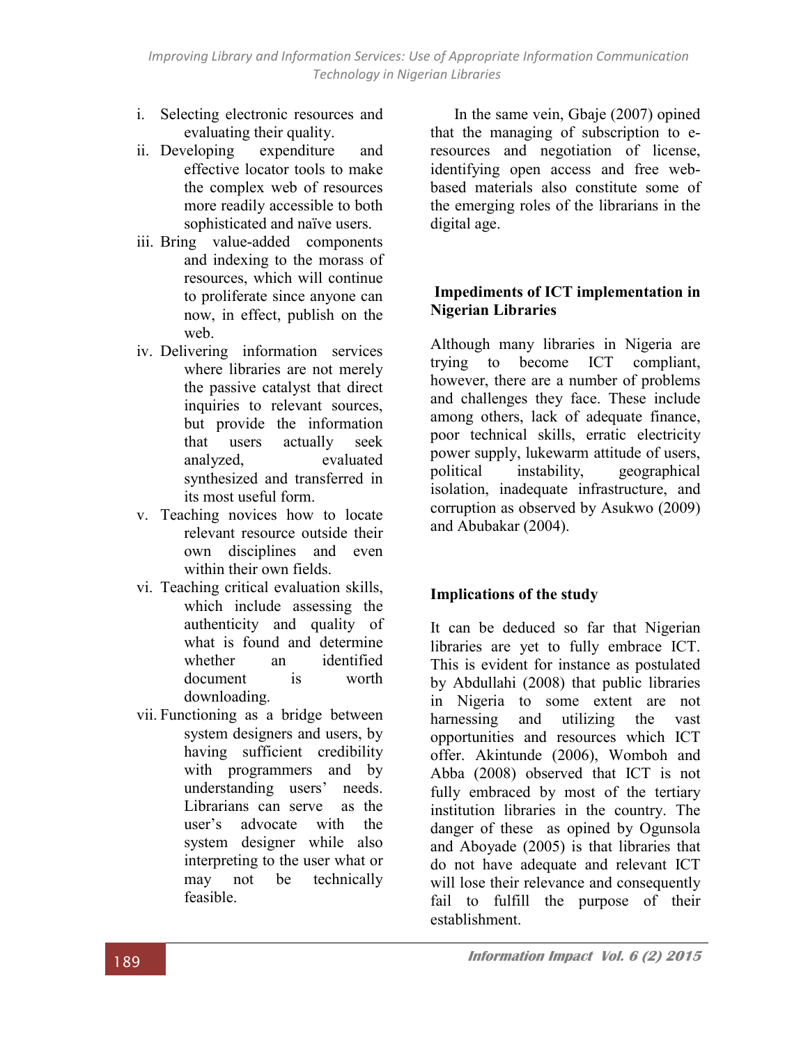i. Selecting electronic resources and evaluating their quality.
ii. Developing expenditure and effective locator tools to make the complex web of resources more readily accessible to both sophisticated and naïve users.
iii. Bring value-added components and indexing to the morass of resources, which will continue to proliferate since anyone can now, in effect, publish on the web.
iv. Delivering information services where libraries are not merely the passive catalyst that direct inquiries to relevant sources, but provide the information that users actually seek analyzed, evaluated synthesized and transferred in its most useful form.
v. Teaching novices how to locate relevant resource outside their own disciplines and even within their own fields.
vi. Teaching critical evaluation skills, which include assessing the authenticity and quality of what is found and determine whether an identified document is worth downloading.
vii. Functioning as a bridge between system designers and users, by having sufficient credibility with programmers and by understanding users' needs. Librarians can serve as the user's advocate with the system designer while also interpreting to the user what or may not be technically feasible.

In the same vein, Gbaje (2007) opined that the managing of subscription to e-resources and negotiation of license, identifying open access and free web-based materials also constitute some of the emerging roles of the librarians in the digital age.

## Impediments of ICT implementation in Nigerian Libraries

Although many libraries in Nigeria are trying to become ICT compliant, however, there are a number of problems and challenges they face. These include among others, lack of adequate finance, poor technical skills, erratic electricity power supply, lukewarm attitude of users, political instability, geographical isolation, inadequate infrastructure, and corruption as observed by Asukwo (2009) and Abubakar (2004).

## Implications of the study

It can be deduced so far that Nigerian libraries are yet to fully embrace ICT. This is evident for instance as postulated by Abdullahi (2008) that public libraries in Nigeria to some extent are not harnessing and utilizing the vast opportunities and resources which ICT offer. Akintunde (2006), Womboh and Abba (2008) observed that ICT is not fully embraced by most of the tertiary institution libraries in the country. The danger of these as opined by Ogunsola and Aboyade (2005) is that libraries that do not have adequate and relevant ICT will lose their relevance and consequently fail to fulfill the purpose of their establishment.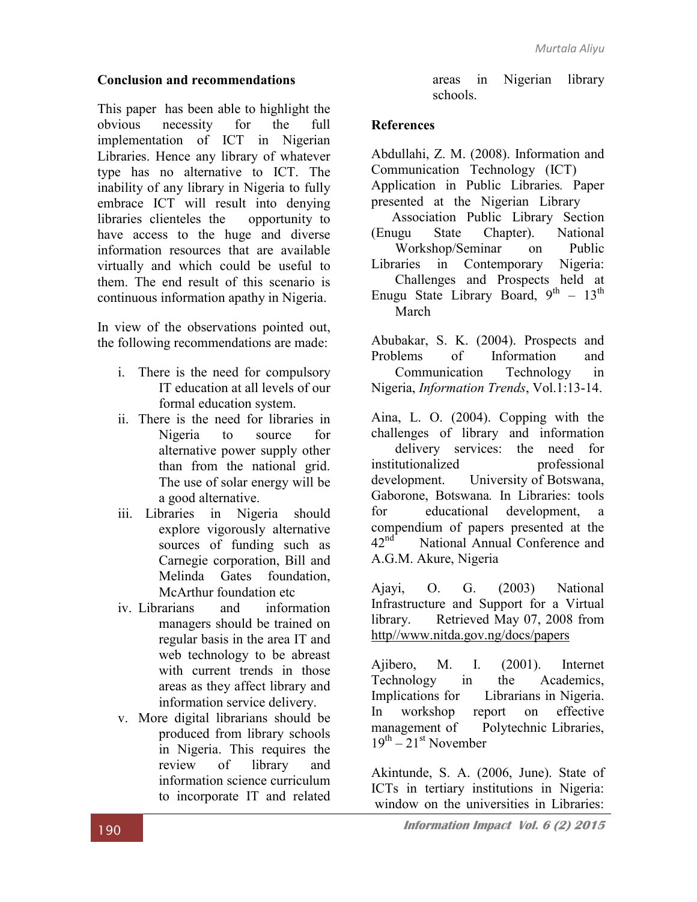## Conclusion and recommendations

This paper has been able to highlight the obvious necessity for the full implementation of ICT in Nigerian Libraries. Hence any library of whatever type has no alternative to ICT. The inability of any library in Nigeria to fully embrace ICT will result into denying libraries clienteles the opportunity to have access to the huge and diverse information resources that are available virtually and which could be useful to them. The end result of this scenario is continuous information apathy in Nigeria.

In view of the observations pointed out, the following recommendations are made:

i. There is the need for compulsory IT education at all levels of our formal education system.
ii. There is the need for libraries in Nigeria to source for alternative power supply other than from the national grid. The use of solar energy will be a good alternative.
iii. Libraries in Nigeria should explore vigorously alternative sources of funding such as Carnegie corporation, Bill and Melinda Gates foundation, McArthur foundation etc
iv. Librarians and information managers should be trained on regular basis in the area IT and web technology to be abreast with current trends in those areas as they affect library and information service delivery.
v. More digital librarians should be produced from library schools in Nigeria. This requires the review of library and information science curriculum to incorporate IT and related areas in Nigerian library schools.

## References

Abdullahi, Z. M. (2008). Information and Communication Technology (ICT) Application in Public Libraries. Paper presented at the Nigerian Library Association Public Library Section (Enugu State Chapter). National Workshop/Seminar on Public Libraries in Contemporary Nigeria: Challenges and Prospects held at Enugu State Library Board, 9th – 13th March

Abubakar, S. K. (2004). Prospects and Problems of Information and Communication Technology in Nigeria, *Information Trends*, Vol.1:13-14.

Aina, L. O. (2004). Copping with the challenges of library and information delivery services: the need for institutionalized professional development. University of Botswana, Gaborone, Botswana. In Libraries: tools for educational development, a compendium of papers presented at the 42nd National Annual Conference and A.G.M. Akure, Nigeria

Ajayi, O. G. (2003) National Infrastructure and Support for a Virtual library. Retrieved May 07, 2008 from http//www.nitda.gov.ng/docs/papers

Ajibero, M. I. (2001). Internet Technology in the Academics, Implications for Librarians in Nigeria. In workshop report on effective management of Polytechnic Libraries, 19th – 21st November

Akintunde, S. A. (2006, June). State of ICTs in tertiary institutions in Nigeria: window on the universities in Libraries: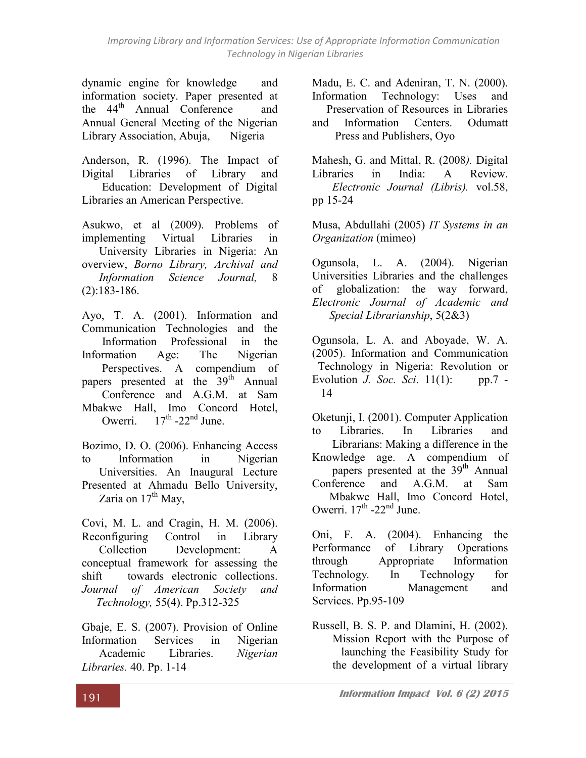dynamic engine for knowledge and information society. Paper presented at the 44th Annual Conference and Annual General Meeting of the Nigerian Library Association, Abuja, Nigeria

Anderson, R. (1996). The Impact of Digital Libraries of Library and Education: Development of Digital Libraries an American Perspective.

Asukwo, et al (2009). Problems of implementing Virtual Libraries in University Libraries in Nigeria: An overview, *Borno Library, Archival and Information Science Journal,* 8 (2):183-186.

Ayo, T. A. (2001). Information and Communication Technologies and the Information Professional in the Information Age: The Nigerian Perspectives. A compendium of papers presented at the 39th Annual Conference and A.G.M. at Sam Mbakwe Hall, Imo Concord Hotel, Owerri. 17th -22nd June.

Bozimo, D. O. (2006). Enhancing Access to Information in Nigerian Universities. An Inaugural Lecture Presented at Ahmadu Bello University, Zaria on 17th May,

Covi, M. L. and Cragin, H. M. (2006). Reconfiguring Control in Library Collection Development: A conceptual framework for assessing the shift towards electronic collections. *Journal of American Society and Technology,* 55(4). Pp.312-325

Gbaje, E. S. (2007). Provision of Online Information Services in Nigerian Academic Libraries. *Nigerian Libraries.* 40. Pp. 1-14

Madu, E. C. and Adeniran, T. N. (2000). Information Technology: Uses and Preservation of Resources in Libraries and Information Centers. Odumatt Press and Publishers, Oyo

Mahesh, G. and Mittal, R. (2008*).* Digital Libraries in India: A Review. *Electronic Journal (Libris).* vol.58, pp 15-24

Musa, Abdullahi (2005) *IT Systems in an Organization* (mimeo)

Ogunsola, L. A. (2004). Nigerian Universities Libraries and the challenges of globalization: the way forward, *Electronic Journal of Academic and Special Librarianship*, 5(2&3)

Ogunsola, L. A. and Aboyade, W. A. (2005). Information and Communication Technology in Nigeria: Revolution or Evolution *J. Soc. Sci*. 11(1): pp.7 - 14

Oketunji, I. (2001). Computer Application to Libraries. In Libraries and Librarians: Making a difference in the Knowledge age. A compendium of papers presented at the 39th Annual Conference and A.G.M. at Sam Mbakwe Hall, Imo Concord Hotel, Owerri. 17th -22nd June.

Oni, F. A. (2004). Enhancing the Performance of Library Operations through Appropriate Information Technology. In Technology for Information Management and Services. Pp.95-109

Russell, B. S. P. and Dlamini, H. (2002). Mission Report with the Purpose of launching the Feasibility Study for the development of a virtual library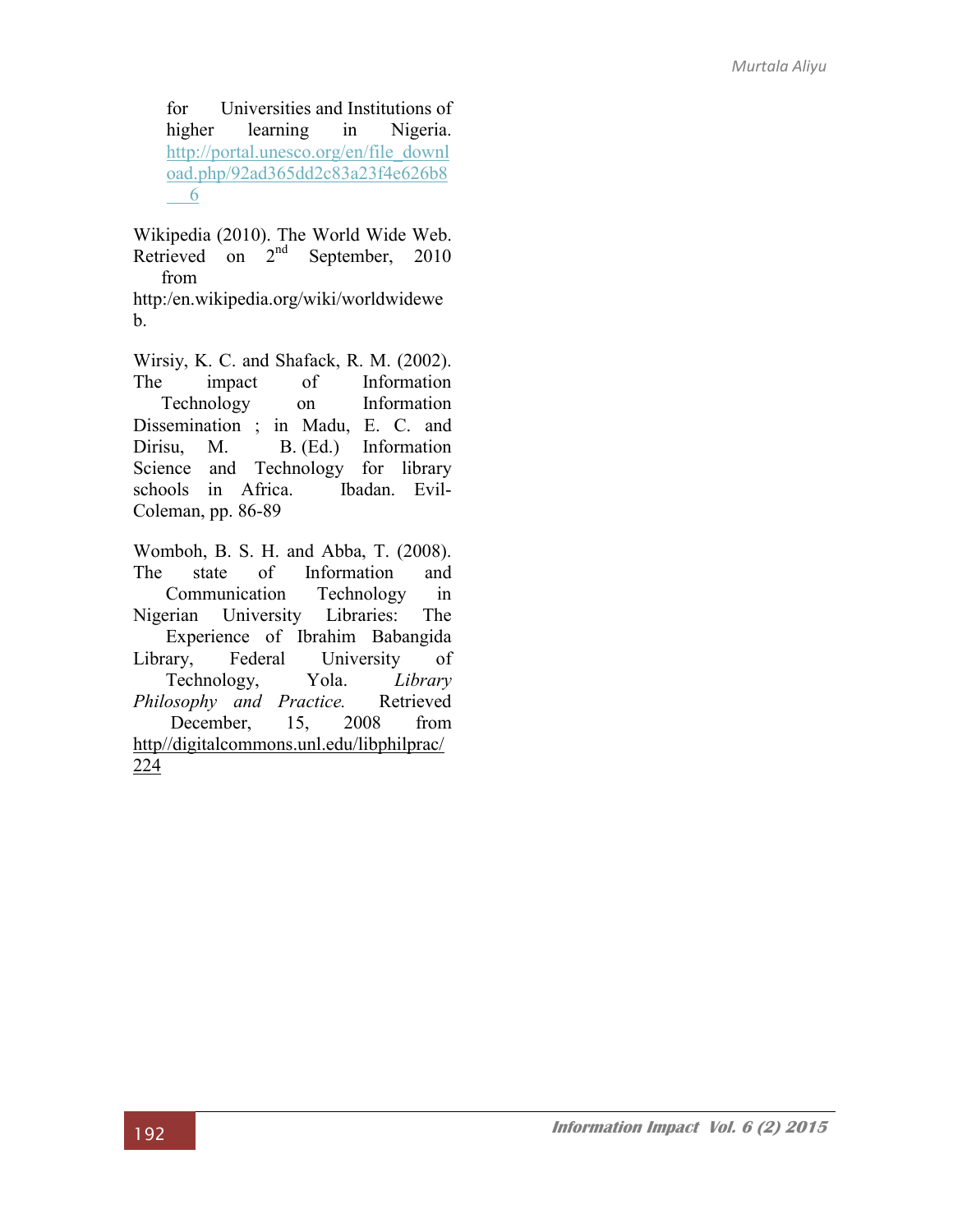for Universities and Institutions of higher learning in Nigeria. http://portal.unesco.org/en/file_download.php/92ad365dd2c83a23f4e626b8 6

Wikipedia (2010). The World Wide Web. Retrieved on 2nd September, 2010 from http:/en.wikipedia.org/wiki/worldwideweb.

Wirsiy, K. C. and Shafack, R. M. (2002). The impact of Information Technology on Information Dissemination ; in Madu, E. C. and Dirisu, M. B. (Ed.) Information Science and Technology for library schools in Africa. Ibadan. Evil-Coleman, pp. 86-89

Womboh, B. S. H. and Abba, T. (2008). The state of Information and Communication Technology in Nigerian University Libraries: The Experience of Ibrahim Babangida Library, Federal University of Technology, Yola. *Library Philosophy and Practice.* Retrieved December, 15, 2008 from http//digitalcommons.unl.edu/libphilprac/224